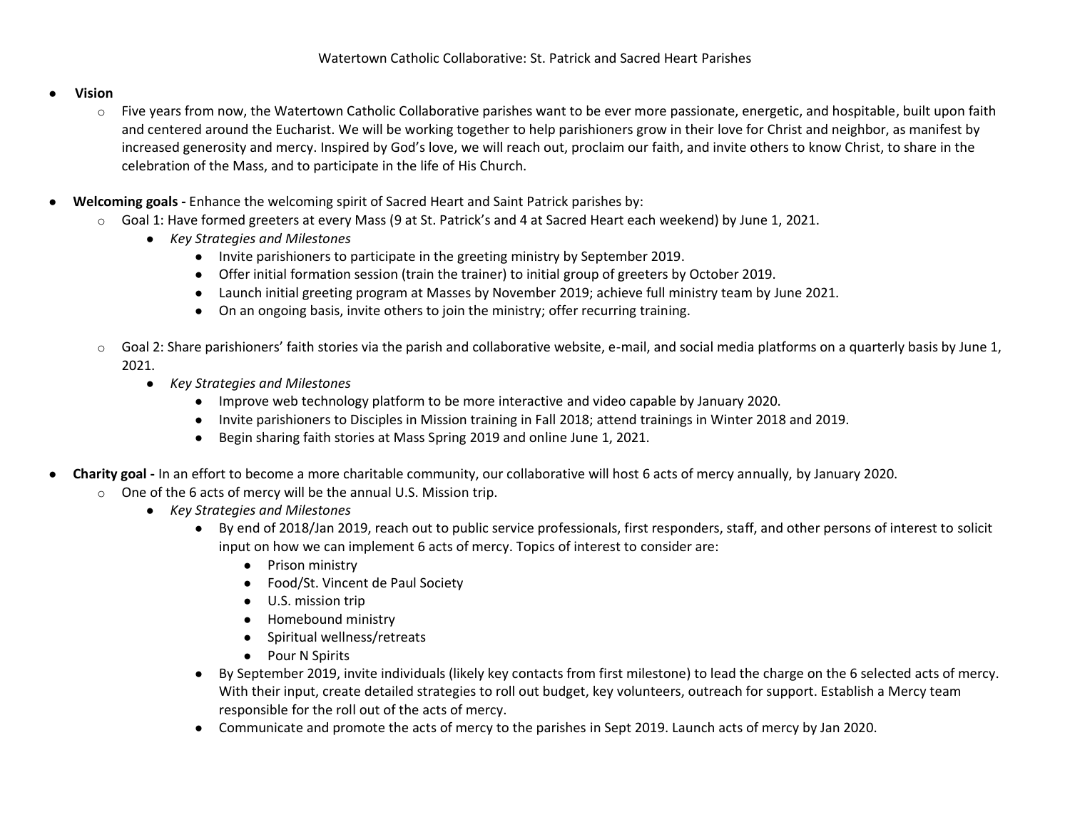Watertown Catholic Collaborative: St. Patrick and Sacred Heart Parishes

- **Vision**
  - Five years from now, the Watertown Catholic Collaborative parishes want to be ever more passionate, energetic, and hospitable, built upon faith and centered around the Eucharist. We will be working together to help parishioners grow in their love for Christ and neighbor, as manifest by increased generosity and mercy. Inspired by God's love, we will reach out, proclaim our faith, and invite others to know Christ, to share in the celebration of the Mass, and to participate in the life of His Church.

- **Welcoming goals -** Enhance the welcoming spirit of Sacred Heart and Saint Patrick parishes by:
  - Goal 1: Have formed greeters at every Mass (9 at St. Patrick's and 4 at Sacred Heart each weekend) by June 1, 2021.
    - *Key Strategies and Milestones*
      - Invite parishioners to participate in the greeting ministry by September 2019.
      - Offer initial formation session (train the trainer) to initial group of greeters by October 2019.
      - Launch initial greeting program at Masses by November 2019; achieve full ministry team by June 2021.
      - On an ongoing basis, invite others to join the ministry; offer recurring training.

  - Goal 2: Share parishioners' faith stories via the parish and collaborative website, e-mail, and social media platforms on a quarterly basis by June 1, 2021.
    - *Key Strategies and Milestones*
      - Improve web technology platform to be more interactive and video capable by January 2020.
      - Invite parishioners to Disciples in Mission training in Fall 2018; attend trainings in Winter 2018 and 2019.
      - Begin sharing faith stories at Mass Spring 2019 and online June 1, 2021.

- **Charity goal -** In an effort to become a more charitable community, our collaborative will host 6 acts of mercy annually, by January 2020.
  - One of the 6 acts of mercy will be the annual U.S. Mission trip.
    - *Key Strategies and Milestones*
      - By end of 2018/Jan 2019, reach out to public service professionals, first responders, staff, and other persons of interest to solicit input on how we can implement 6 acts of mercy. Topics of interest to consider are:
        - Prison ministry
        - Food/St. Vincent de Paul Society
        - U.S. mission trip
        - Homebound ministry
        - Spiritual wellness/retreats
        - Pour N Spirits
      - By September 2019, invite individuals (likely key contacts from first milestone) to lead the charge on the 6 selected acts of mercy. With their input, create detailed strategies to roll out budget, key volunteers, outreach for support. Establish a Mercy team responsible for the roll out of the acts of mercy.
      - Communicate and promote the acts of mercy to the parishes in Sept 2019. Launch acts of mercy by Jan 2020.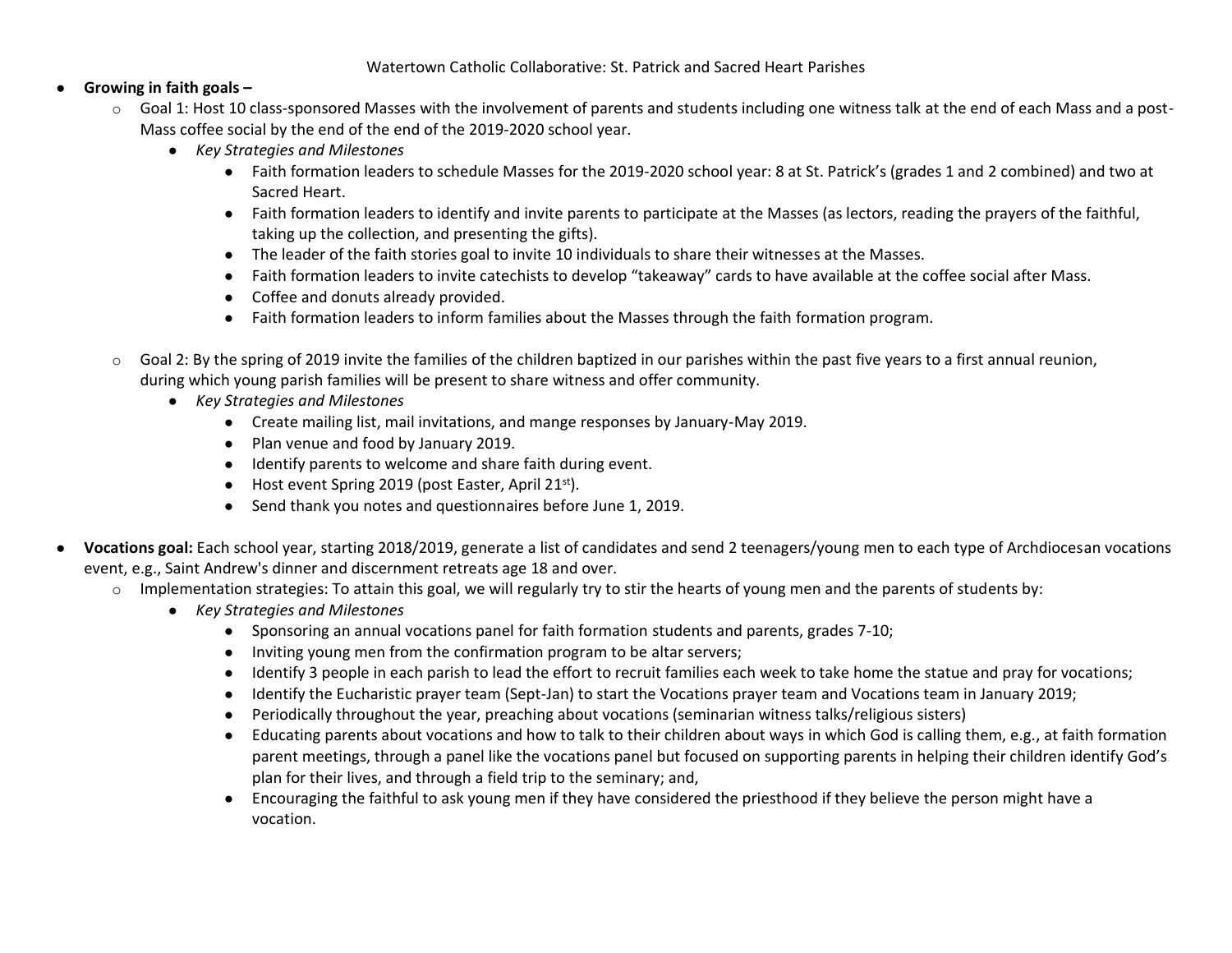Watertown Catholic Collaborative: St. Patrick and Sacred Heart Parishes

- **Growing in faith goals –**
  - Goal 1: Host 10 class-sponsored Masses with the involvement of parents and students including one witness talk at the end of each Mass and a post-Mass coffee social by the end of the end of the 2019-2020 school year.
    - *Key Strategies and Milestones*
      - Faith formation leaders to schedule Masses for the 2019-2020 school year: 8 at St. Patrick's (grades 1 and 2 combined) and two at Sacred Heart.
      - Faith formation leaders to identify and invite parents to participate at the Masses (as lectors, reading the prayers of the faithful, taking up the collection, and presenting the gifts).
      - The leader of the faith stories goal to invite 10 individuals to share their witnesses at the Masses.
      - Faith formation leaders to invite catechists to develop "takeaway" cards to have available at the coffee social after Mass.
      - Coffee and donuts already provided.
      - Faith formation leaders to inform families about the Masses through the faith formation program.
  - Goal 2: By the spring of 2019 invite the families of the children baptized in our parishes within the past five years to a first annual reunion, during which young parish families will be present to share witness and offer community.
    - *Key Strategies and Milestones*
      - Create mailing list, mail invitations, and mange responses by January-May 2019.
      - Plan venue and food by January 2019.
      - Identify parents to welcome and share faith during event.
      - Host event Spring 2019 (post Easter, April 21st).
      - Send thank you notes and questionnaires before June 1, 2019.
- **Vocations goal:** Each school year, starting 2018/2019, generate a list of candidates and send 2 teenagers/young men to each type of Archdiocesan vocations event, e.g., Saint Andrew's dinner and discernment retreats age 18 and over.
  - Implementation strategies: To attain this goal, we will regularly try to stir the hearts of young men and the parents of students by:
    - *Key Strategies and Milestones*
      - Sponsoring an annual vocations panel for faith formation students and parents, grades 7-10;
      - Inviting young men from the confirmation program to be altar servers;
      - Identify 3 people in each parish to lead the effort to recruit families each week to take home the statue and pray for vocations;
      - Identify the Eucharistic prayer team (Sept-Jan) to start the Vocations prayer team and Vocations team in January 2019;
      - Periodically throughout the year, preaching about vocations (seminarian witness talks/religious sisters)
      - Educating parents about vocations and how to talk to their children about ways in which God is calling them, e.g., at faith formation parent meetings, through a panel like the vocations panel but focused on supporting parents in helping their children identify God's plan for their lives, and through a field trip to the seminary; and,
      - Encouraging the faithful to ask young men if they have considered the priesthood if they believe the person might have a vocation.